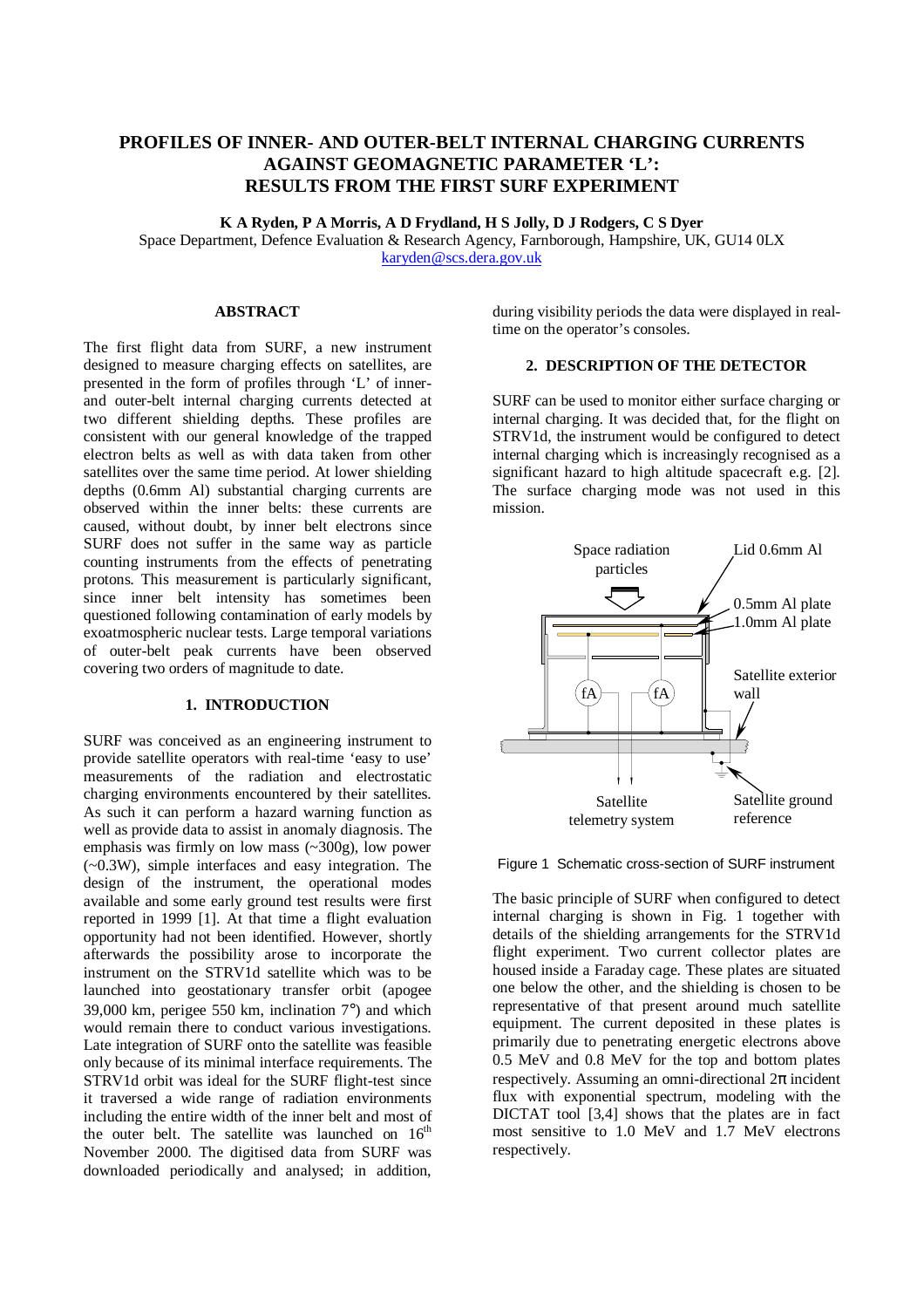# PROFILES OF INNER- AND OUTER-BELT INTERNAL CHARGING CURRENTS AGAINST GEOMAGNETIC PARAMETER 'L': RESULTS FROM THE FIRST SURF EXPERIMENT

**K A Ryden, P A Morris, A D Frydland, H S Jolly, D J Rodgers, C S Dyer**

Space Department, Defence Evaluation & Research Agency, Farnborough, Hampshire, UK, GU14 0LX

karyden@scs.dera.gov.uk

## ABSTRACT

The first flight data from SURF, a new instrument designed to measure charging effects on satellites, are presented in the form of profiles through 'L' of inner- and outer-belt internal charging currents detected at two different shielding depths. These profiles are consistent with our general knowledge of the trapped electron belts as well as with data taken from other satellites over the same time period. At lower shielding depths (0.6mm Al) substantial charging currents are observed within the inner belts: these currents are caused, without doubt, by inner belt electrons since SURF does not suffer in the same way as particle counting instruments from the effects of penetrating protons. This measurement is particularly significant, since inner belt intensity has sometimes been questioned following contamination of early models by exoatmospheric nuclear tests. Large temporal variations of outer-belt peak currents have been observed covering two orders of magnitude to date.

## 1. INTRODUCTION

SURF was conceived as an engineering instrument to provide satellite operators with real-time 'easy to use' measurements of the radiation and electrostatic charging environments encountered by their satellites. As such it can perform a hazard warning function as well as provide data to assist in anomaly diagnosis. The emphasis was firmly on low mass (~300g), low power (~0.3W), simple interfaces and easy integration. The design of the instrument, the operational modes available and some early ground test results were first reported in 1999 [1]. At that time a flight evaluation opportunity had not been identified. However, shortly afterwards the possibility arose to incorporate the instrument on the STRV1d satellite which was to be launched into geostationary transfer orbit (apogee 39,000 km, perigee 550 km, inclination 7°) and which would remain there to conduct various investigations. Late integration of SURF onto the satellite was feasible only because of its minimal interface requirements. The STRV1d orbit was ideal for the SURF flight-test since it traversed a wide range of radiation environments including the entire width of the inner belt and most of the outer belt. The satellite was launched on 16th November 2000. The digitised data from SURF was downloaded periodically and analysed; in addition, during visibility periods the data were displayed in real-time on the operator's consoles.

## 2. DESCRIPTION OF THE DETECTOR

SURF can be used to monitor either surface charging or internal charging. It was decided that, for the flight on STRV1d, the instrument would be configured to detect internal charging which is increasingly recognised as a significant hazard to high altitude spacecraft e.g. [2]. The surface charging mode was not used in this mission.

Space radiation particles — Lid 0.6mm Al — 0.5mm Al plate — 1.0mm Al plate — fA — fA — Satellite exterior wall — Satellite telemetry system — Satellite ground reference

Figure 1 Schematic cross-section of SURF instrument

The basic principle of SURF when configured to detect internal charging is shown in Fig. 1 together with details of the shielding arrangements for the STRV1d flight experiment. Two current collector plates are housed inside a Faraday cage. These plates are situated one below the other, and the shielding is chosen to be representative of that present around much satellite equipment. The current deposited in these plates is primarily due to penetrating energetic electrons above 0.5 MeV and 0.8 MeV for the top and bottom plates respectively. Assuming an omni-directional $2\pi$ incident flux with exponential spectrum, modeling with the DICTAT tool [3,4] shows that the plates are in fact most sensitive to 1.0 MeV and 1.7 MeV electrons respectively.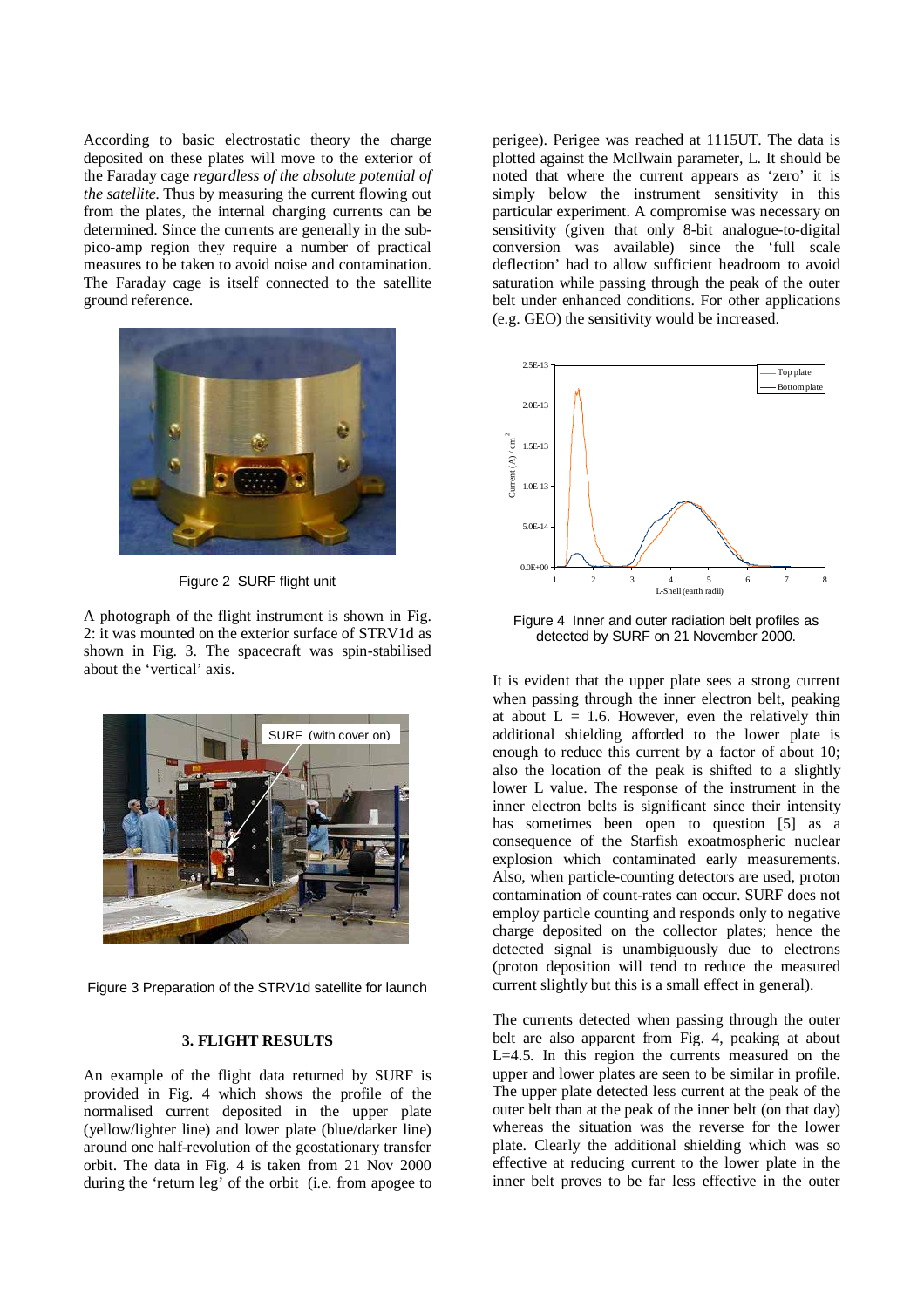According to basic electrostatic theory the charge deposited on these plates will move to the exterior of the Faraday cage *regardless of the absolute potential of the satellite*. Thus by measuring the current flowing out from the plates, the internal charging currents can be determined. Since the currents are generally in the sub-pico-amp region they require a number of practical measures to be taken to avoid noise and contamination. The Faraday cage is itself connected to the satellite ground reference.

Figure 2 SURF flight unit

A photograph of the flight instrument is shown in Fig. 2: it was mounted on the exterior surface of STRV1d as shown in Fig. 3. The spacecraft was spin-stabilised about the 'vertical' axis.

Figure 3 Preparation of the STRV1d satellite for launch

### 3. FLIGHT RESULTS

An example of the flight data returned by SURF is provided in Fig. 4 which shows the profile of the normalised current deposited in the upper plate (yellow/lighter line) and lower plate (blue/darker line) around one half-revolution of the geostationary transfer orbit. The data in Fig. 4 is taken from 21 Nov 2000 during the 'return leg' of the orbit (i.e. from apogee to perigee). Perigee was reached at 1115UT. The data is plotted against the McIlwain parameter, L. It should be noted that where the current appears as 'zero' it is simply below the instrument sensitivity in this particular experiment. A compromise was necessary on sensitivity (given that only 8-bit analogue-to-digital conversion was available) since the 'full scale deflection' had to allow sufficient headroom to avoid saturation while passing through the peak of the outer belt under enhanced conditions. For other applications (e.g. GEO) the sensitivity would be increased.

Figure 4 Inner and outer radiation belt profiles as detected by SURF on 21 November 2000.

It is evident that the upper plate sees a strong current when passing through the inner electron belt, peaking at about L = 1.6. However, even the relatively thin additional shielding afforded to the lower plate is enough to reduce this current by a factor of about 10; also the location of the peak is shifted to a slightly lower L value. The response of the instrument in the inner electron belts is significant since their intensity has sometimes been open to question [5] as a consequence of the Starfish exoatmospheric nuclear explosion which contaminated early measurements. Also, when particle-counting detectors are used, proton contamination of count-rates can occur. SURF does not employ particle counting and responds only to negative charge deposited on the collector plates; hence the detected signal is unambiguously due to electrons (proton deposition will tend to reduce the measured current slightly but this is a small effect in general).

The currents detected when passing through the outer belt are also apparent from Fig. 4, peaking at about L=4.5. In this region the currents measured on the upper and lower plates are seen to be similar in profile. The upper plate detected less current at the peak of the outer belt than at the peak of the inner belt (on that day) whereas the situation was the reverse for the lower plate. Clearly the additional shielding which was so effective at reducing current to the lower plate in the inner belt proves to be far less effective in the outer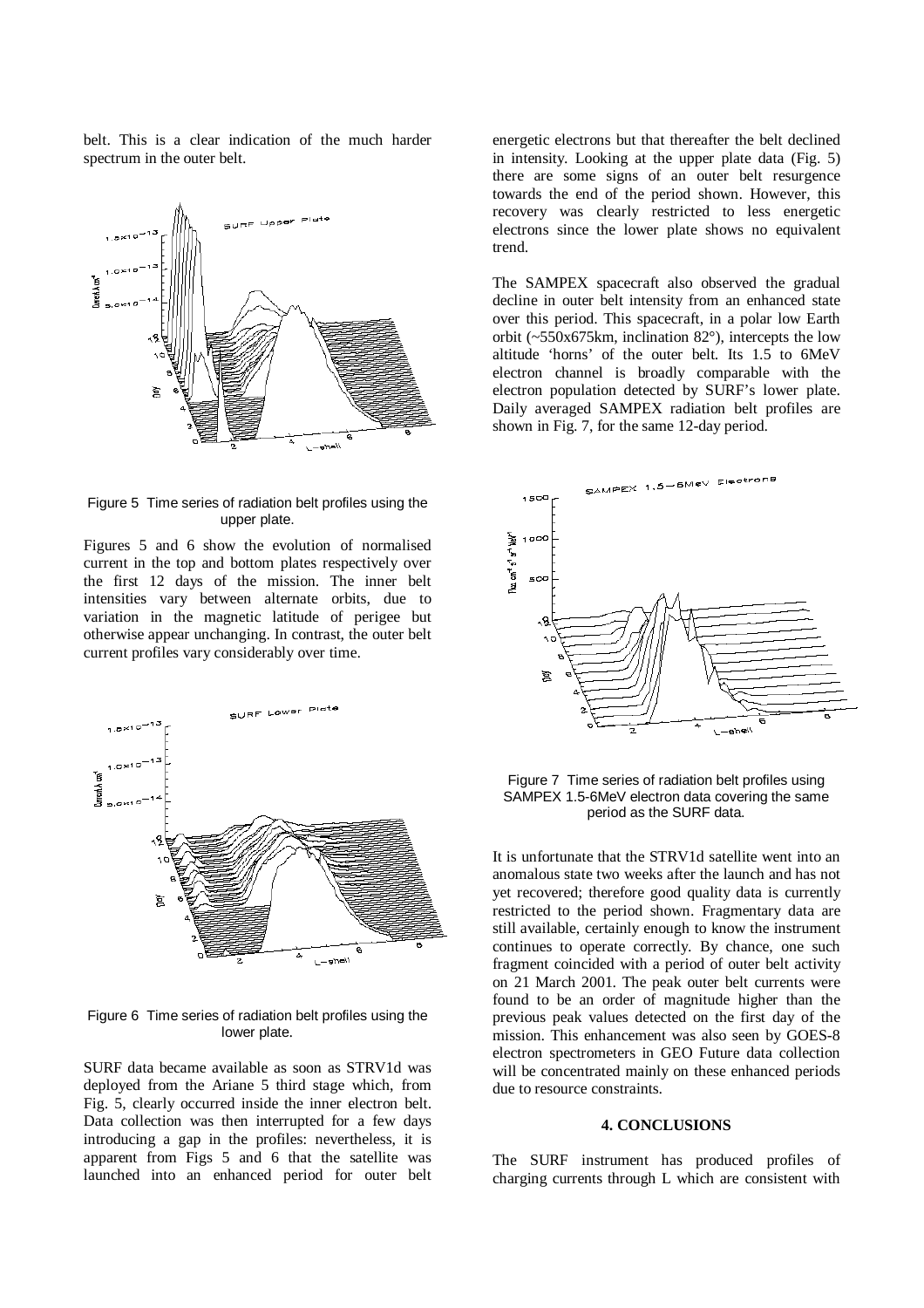belt. This is a clear indication of the much harder spectrum in the outer belt.

Figure 5 Time series of radiation belt profiles using the upper plate.

Figures 5 and 6 show the evolution of normalised current in the top and bottom plates respectively over the first 12 days of the mission. The inner belt intensities vary between alternate orbits, due to variation in the magnetic latitude of perigee but otherwise appear unchanging. In contrast, the outer belt current profiles vary considerably over time.

Figure 6 Time series of radiation belt profiles using the lower plate.

SURF data became available as soon as STRV1d was deployed from the Ariane 5 third stage which, from Fig. 5, clearly occurred inside the inner electron belt. Data collection was then interrupted for a few days introducing a gap in the profiles: nevertheless, it is apparent from Figs 5 and 6 that the satellite was launched into an enhanced period for outer belt energetic electrons but that thereafter the belt declined in intensity. Looking at the upper plate data (Fig. 5) there are some signs of an outer belt resurgence towards the end of the period shown. However, this recovery was clearly restricted to less energetic electrons since the lower plate shows no equivalent trend.

The SAMPEX spacecraft also observed the gradual decline in outer belt intensity from an enhanced state over this period. This spacecraft, in a polar low Earth orbit (~550x675km, inclination 82°), intercepts the low altitude 'horns' of the outer belt. Its 1.5 to 6MeV electron channel is broadly comparable with the electron population detected by SURF's lower plate. Daily averaged SAMPEX radiation belt profiles are shown in Fig. 7, for the same 12-day period.

Figure 7 Time series of radiation belt profiles using SAMPEX 1.5-6MeV electron data covering the same period as the SURF data.

It is unfortunate that the STRV1d satellite went into an anomalous state two weeks after the launch and has not yet recovered; therefore good quality data is currently restricted to the period shown. Fragmentary data are still available, certainly enough to know the instrument continues to operate correctly. By chance, one such fragment coincided with a period of outer belt activity on 21 March 2001. The peak outer belt currents were found to be an order of magnitude higher than the previous peak values detected on the first day of the mission. This enhancement was also seen by GOES-8 electron spectrometers in GEO Future data collection will be concentrated mainly on these enhanced periods due to resource constraints.

## 4. CONCLUSIONS

The SURF instrument has produced profiles of charging currents through L which are consistent with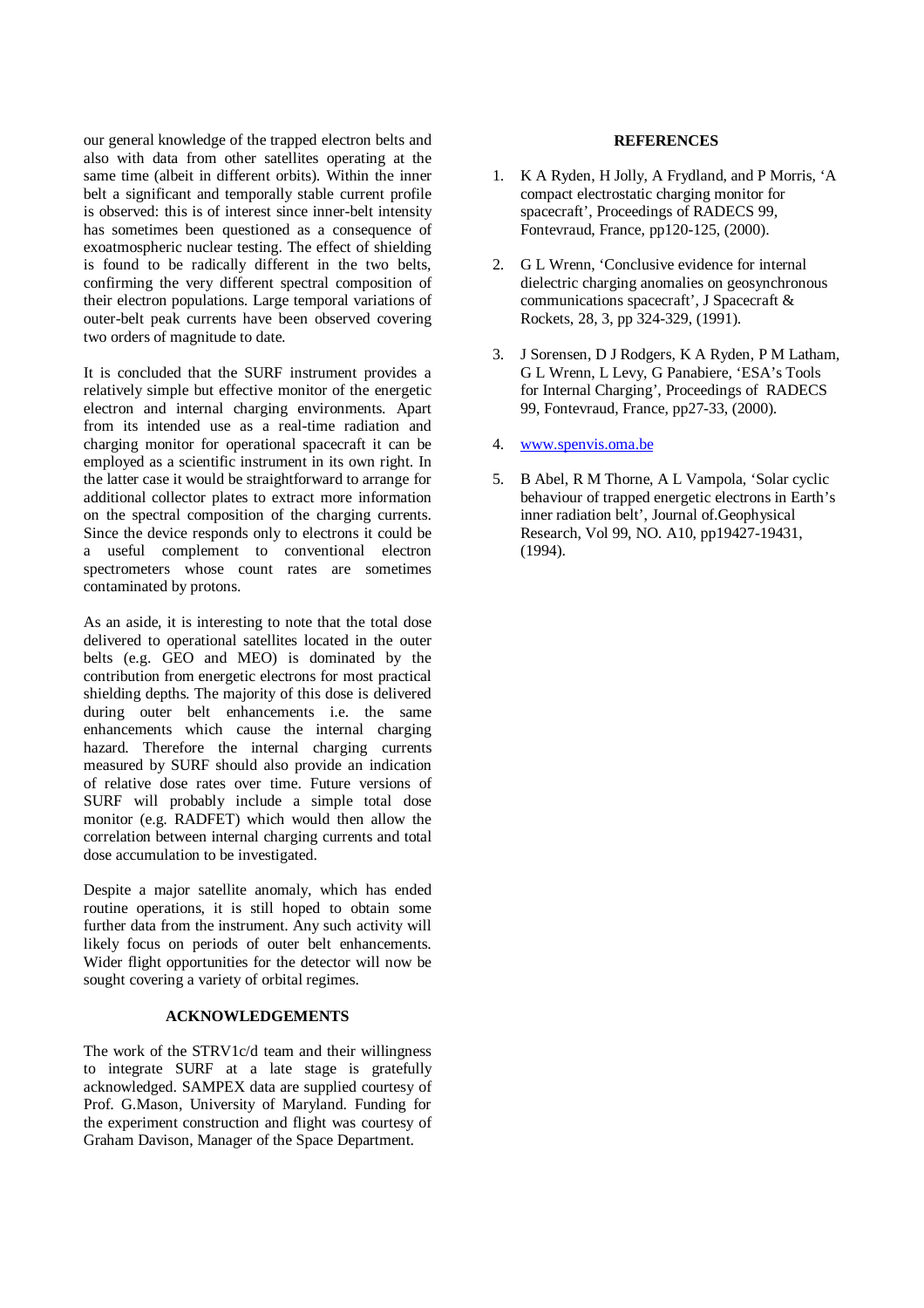our general knowledge of the trapped electron belts and also with data from other satellites operating at the same time (albeit in different orbits). Within the inner belt a significant and temporally stable current profile is observed: this is of interest since inner-belt intensity has sometimes been questioned as a consequence of exoatmospheric nuclear testing. The effect of shielding is found to be radically different in the two belts, confirming the very different spectral composition of their electron populations. Large temporal variations of outer-belt peak currents have been observed covering two orders of magnitude to date.

It is concluded that the SURF instrument provides a relatively simple but effective monitor of the energetic electron and internal charging environments. Apart from its intended use as a real-time radiation and charging monitor for operational spacecraft it can be employed as a scientific instrument in its own right. In the latter case it would be straightforward to arrange for additional collector plates to extract more information on the spectral composition of the charging currents. Since the device responds only to electrons it could be a useful complement to conventional electron spectrometers whose count rates are sometimes contaminated by protons.

As an aside, it is interesting to note that the total dose delivered to operational satellites located in the outer belts (e.g. GEO and MEO) is dominated by the contribution from energetic electrons for most practical shielding depths. The majority of this dose is delivered during outer belt enhancements i.e. the same enhancements which cause the internal charging hazard. Therefore the internal charging currents measured by SURF should also provide an indication of relative dose rates over time. Future versions of SURF will probably include a simple total dose monitor (e.g. RADFET) which would then allow the correlation between internal charging currents and total dose accumulation to be investigated.

Despite a major satellite anomaly, which has ended routine operations, it is still hoped to obtain some further data from the instrument. Any such activity will likely focus on periods of outer belt enhancements. Wider flight opportunities for the detector will now be sought covering a variety of orbital regimes.

## ACKNOWLEDGEMENTS

The work of the STRV1c/d team and their willingness to integrate SURF at a late stage is gratefully acknowledged. SAMPEX data are supplied courtesy of Prof. G.Mason, University of Maryland. Funding for the experiment construction and flight was courtesy of Graham Davison, Manager of the Space Department.

## REFERENCES

1. K A Ryden, H Jolly, A Frydland, and P Morris, 'A compact electrostatic charging monitor for spacecraft', Proceedings of RADECS 99, Fontevraud, France, pp120-125, (2000).

2. G L Wrenn, 'Conclusive evidence for internal dielectric charging anomalies on geosynchronous communications spacecraft', J Spacecraft & Rockets, 28, 3, pp 324-329, (1991).

3. J Sorensen, D J Rodgers, K A Ryden, P M Latham, G L Wrenn, L Levy, G Panabiere, 'ESA's Tools for Internal Charging', Proceedings of RADECS 99, Fontevraud, France, pp27-33, (2000).

4. www.spenvis.oma.be

5. B Abel, R M Thorne, A L Vampola, 'Solar cyclic behaviour of trapped energetic electrons in Earth's inner radiation belt', Journal of.Geophysical Research, Vol 99, NO. A10, pp19427-19431, (1994).